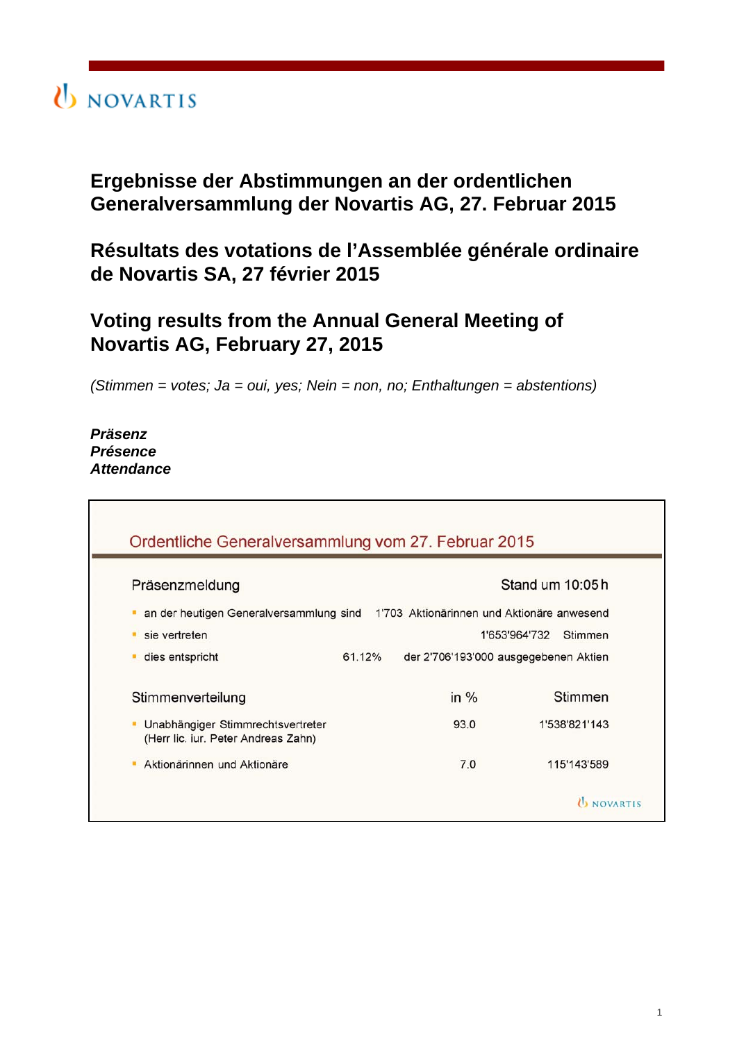# Ergebnisse der Abstimmungen an der ordentlichen Generalversammlung der Novartis AG, 27. Februar 2015

# Résultats des votations de l'Assemblée générale ordinaire de Novartis SA, 27 février 2015

# Voting results from the Annual General Meeting of Novartis AG, February 27, 2015

*(Stimmen = votes; Ja = oui, yes; Nein = non, no; Enthaltungen = abstentions)*

***Präsenz***
***Présence***
***Attendance***

## Ordentliche Generalversammlung vom 27. Februar 2015

**Präsenzmeldung** — Stand um 10:05 h

- an der heutigen Generalversammlung sind 1'703 Aktionärinnen und Aktionäre anwesend
- sie vertreten 1'653'964'732 Stimmen
- dies entspricht 61.12% der 2'706'193'000 ausgegebenen Aktien

| Stimmenverteilung | in % | Stimmen |
|---|---|---|
| Unabhängiger Stimmrechtsvertreter (Herr lic. iur. Peter Andreas Zahn) | 93.0 | 1'538'821'143 |
| Aktionärinnen und Aktionäre | 7.0 | 115'143'589 |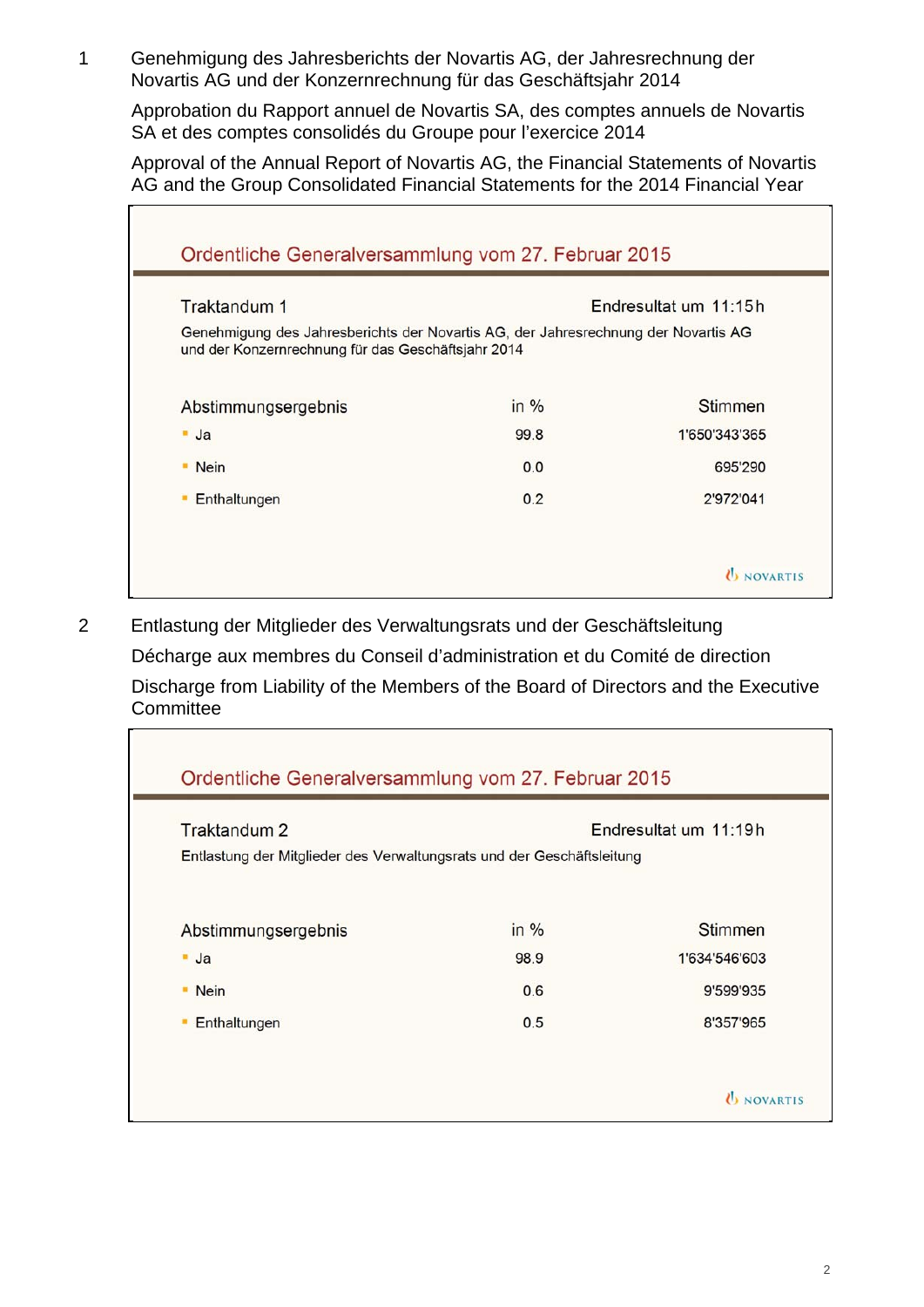1 Genehmigung des Jahresberichts der Novartis AG, der Jahresrechnung der Novartis AG und der Konzernrechnung für das Geschäftsjahr 2014

Approbation du Rapport annuel de Novartis SA, des comptes annuels de Novartis SA et des comptes consolidés du Groupe pour l’exercice 2014

Approval of the Annual Report of Novartis AG, the Financial Statements of Novartis AG and the Group Consolidated Financial Statements for the 2014 Financial Year

### Ordentliche Generalversammlung vom 27. Februar 2015

**Traktandum 1** — Endresultat um 11:15h

Genehmigung des Jahresberichts der Novartis AG, der Jahresrechnung der Novartis AG und der Konzernrechnung für das Geschäftsjahr 2014

| Abstimmungsergebnis | in % | Stimmen |
|---|---|---|
| Ja | 99.8 | 1'650'343'365 |
| Nein | 0.0 | 695'290 |
| Enthaltungen | 0.2 | 2'972'041 |

NOVARTIS

2 Entlastung der Mitglieder des Verwaltungsrats und der Geschäftsleitung

Décharge aux membres du Conseil d’administration et du Comité de direction

Discharge from Liability of the Members of the Board of Directors and the Executive Committee

### Ordentliche Generalversammlung vom 27. Februar 2015

**Traktandum 2** — Endresultat um 11:19h

Entlastung der Mitglieder des Verwaltungsrats und der Geschäftsleitung

| Abstimmungsergebnis | in % | Stimmen |
|---|---|---|
| Ja | 98.9 | 1'634'546'603 |
| Nein | 0.6 | 9'599'935 |
| Enthaltungen | 0.5 | 8'357'965 |

NOVARTIS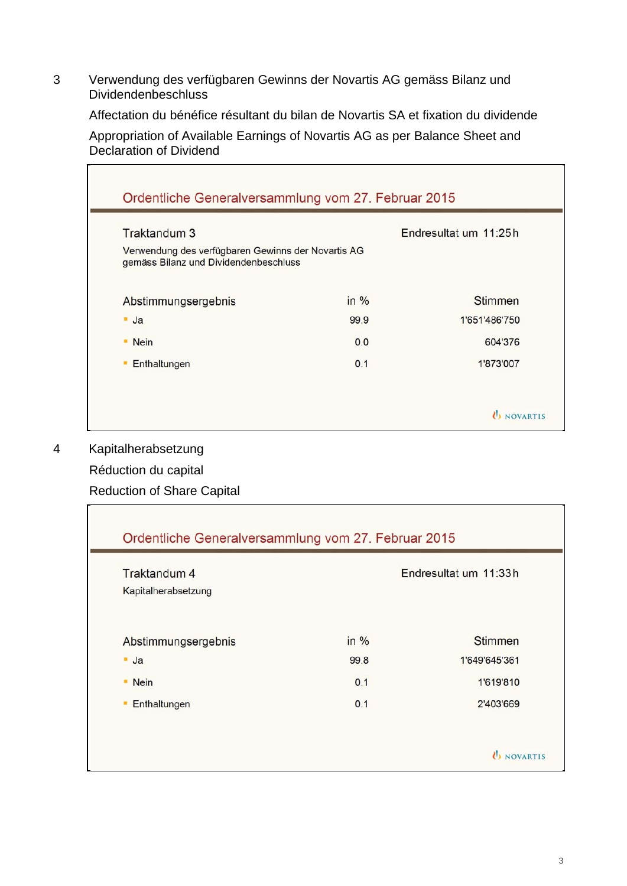3 Verwendung des verfügbaren Gewinns der Novartis AG gemäss Bilanz und Dividendenbeschluss

Affectation du bénéfice résultant du bilan de Novartis SA et fixation du dividende

Appropriation of Available Earnings of Novartis AG as per Balance Sheet and Declaration of Dividend

**Ordentliche Generalversammlung vom 27. Februar 2015**

**Traktandum 3**

Verwendung des verfügbaren Gewinns der Novartis AG gemäss Bilanz und Dividendenbeschluss

Endresultat um 11:25h

| Abstimmungsergebnis | in % | Stimmen |
|---|---|---|
| Ja | 99.9 | 1'651'486'750 |
| Nein | 0.0 | 604'376 |
| Enthaltungen | 0.1 | 1'873'007 |

NOVARTIS

4 Kapitalherabsetzung

Réduction du capital

Reduction of Share Capital

**Ordentliche Generalversammlung vom 27. Februar 2015**

**Traktandum 4**

Kapitalherabsetzung

Endresultat um 11:33h

| Abstimmungsergebnis | in % | Stimmen |
|---|---|---|
| Ja | 99.8 | 1'649'645'361 |
| Nein | 0.1 | 1'619'810 |
| Enthaltungen | 0.1 | 2'403'669 |

NOVARTIS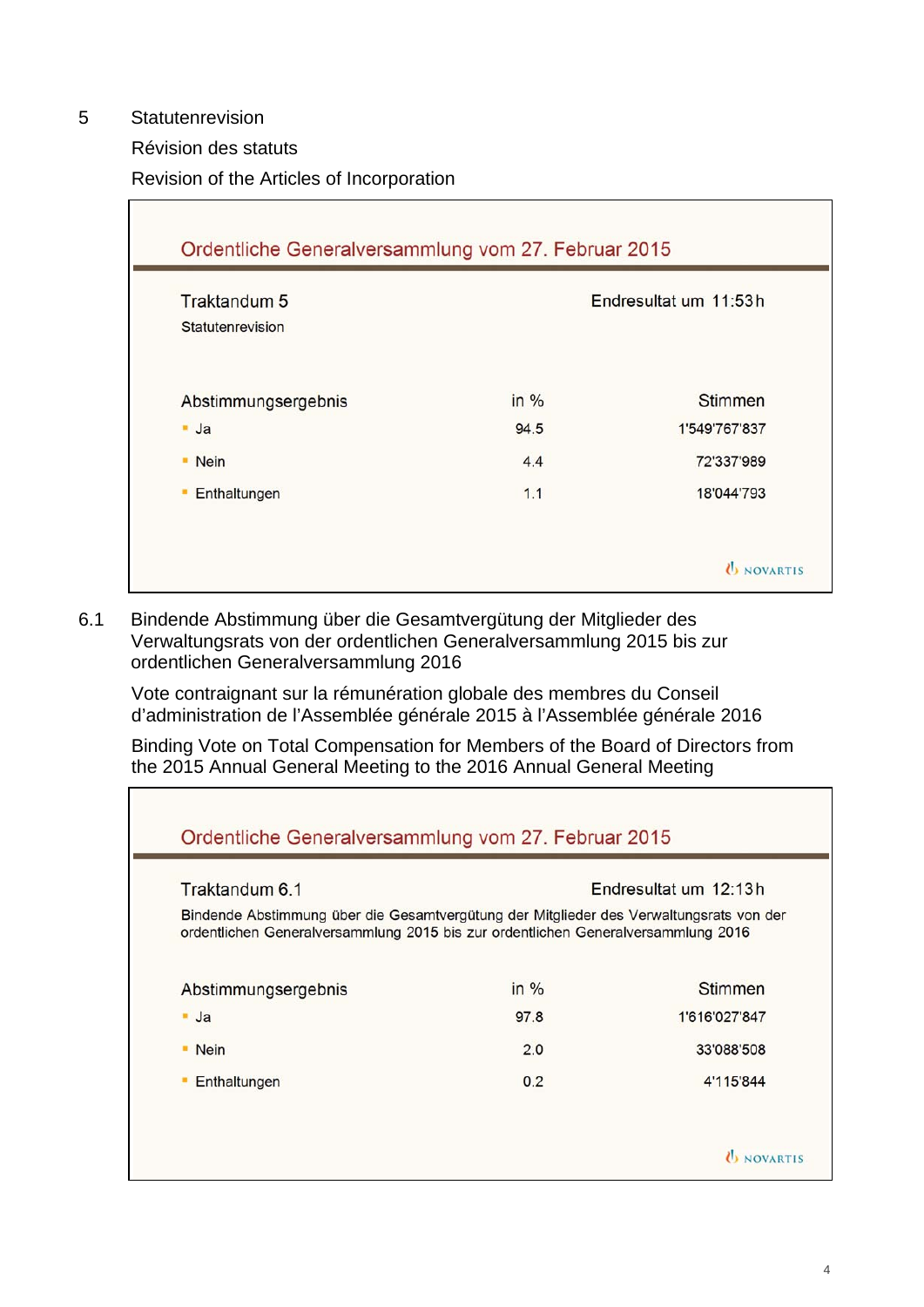5 Statutenrevision

Révision des statuts

Revision of the Articles of Incorporation

**Ordentliche Generalversammlung vom 27. Februar 2015**

Traktandum 5 — Endresultat um 11:53h

Statutenrevision

| Abstimmungsergebnis | in % | Stimmen |
|---|---|---|
| Ja | 94.5 | 1'549'767'837 |
| Nein | 4.4 | 72'337'989 |
| Enthaltungen | 1.1 | 18'044'793 |

NOVARTIS

6.1 Bindende Abstimmung über die Gesamtvergütung der Mitglieder des Verwaltungsrats von der ordentlichen Generalversammlung 2015 bis zur ordentlichen Generalversammlung 2016

Vote contraignant sur la rémunération globale des membres du Conseil d'administration de l'Assemblée générale 2015 à l'Assemblée générale 2016

Binding Vote on Total Compensation for Members of the Board of Directors from the 2015 Annual General Meeting to the 2016 Annual General Meeting

**Ordentliche Generalversammlung vom 27. Februar 2015**

Traktandum 6.1 — Endresultat um 12:13h

Bindende Abstimmung über die Gesamtvergütung der Mitglieder des Verwaltungsrats von der ordentlichen Generalversammlung 2015 bis zur ordentlichen Generalversammlung 2016

| Abstimmungsergebnis | in % | Stimmen |
|---|---|---|
| Ja | 97.8 | 1'616'027'847 |
| Nein | 2.0 | 33'088'508 |
| Enthaltungen | 0.2 | 4'115'844 |

NOVARTIS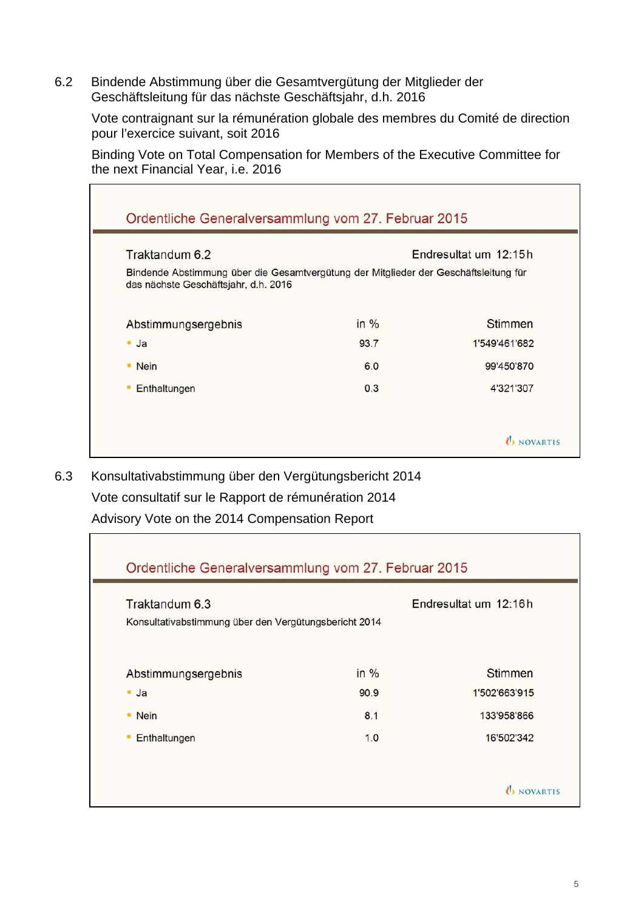6.2 Bindende Abstimmung über die Gesamtvergütung der Mitglieder der Geschäftsleitung für das nächste Geschäftsjahr, d.h. 2016

Vote contraignant sur la rémunération globale des membres du Comité de direction pour l'exercice suivant, soit 2016

Binding Vote on Total Compensation for Members of the Executive Committee for the next Financial Year, i.e. 2016

**Ordentliche Generalversammlung vom 27. Februar 2015**

Traktandum 6.2 — Endresultat um 12:15h

Bindende Abstimmung über die Gesamtvergütung der Mitglieder der Geschäftsleitung für das nächste Geschäftsjahr, d.h. 2016

| Abstimmungsergebnis | in % | Stimmen |
|---|---|---|
| Ja | 93.7 | 1'549'461'682 |
| Nein | 6.0 | 99'450'870 |
| Enthaltungen | 0.3 | 4'321'307 |

NOVARTIS

6.3 Konsultativabstimmung über den Vergütungsbericht 2014

Vote consultatif sur le Rapport de rémunération 2014

Advisory Vote on the 2014 Compensation Report

**Ordentliche Generalversammlung vom 27. Februar 2015**

Traktandum 6.3 — Endresultat um 12:16h

Konsultativabstimmung über den Vergütungsbericht 2014

| Abstimmungsergebnis | in % | Stimmen |
|---|---|---|
| Ja | 90.9 | 1'502'663'915 |
| Nein | 8.1 | 133'958'866 |
| Enthaltungen | 1.0 | 16'502'342 |

NOVARTIS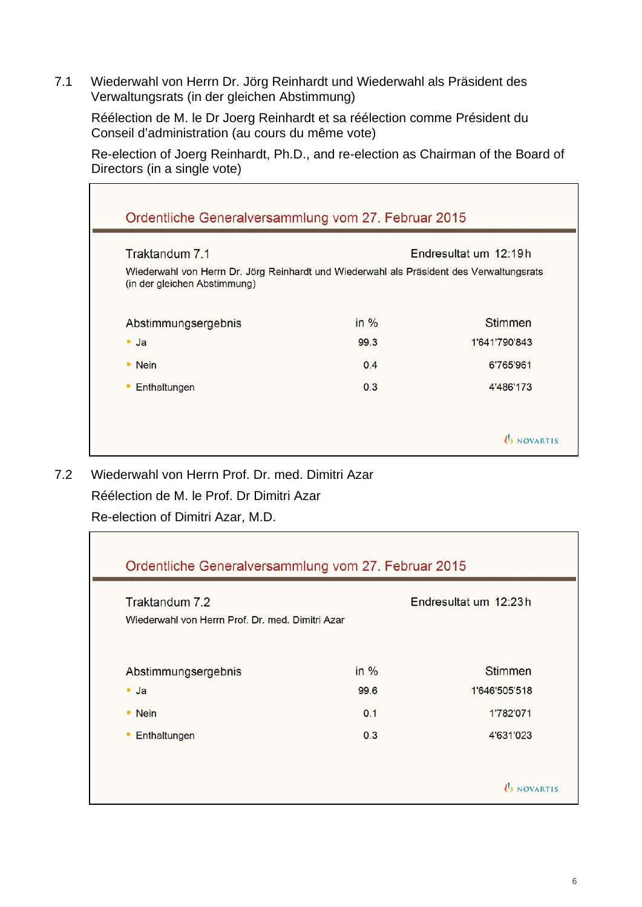7.1 Wiederwahl von Herrn Dr. Jörg Reinhardt und Wiederwahl als Präsident des Verwaltungsrats (in der gleichen Abstimmung)

Réélection de M. le Dr Joerg Reinhardt et sa réélection comme Président du Conseil d'administration (au cours du même vote)

Re-election of Joerg Reinhardt, Ph.D., and re-election as Chairman of the Board of Directors (in a single vote)

**Ordentliche Generalversammlung vom 27. Februar 2015**

Traktandum 7.1 — Endresultat um 12:19h

Wiederwahl von Herrn Dr. Jörg Reinhardt und Wiederwahl als Präsident des Verwaltungsrats (in der gleichen Abstimmung)

| Abstimmungsergebnis | in % | Stimmen |
|---|---|---|
| Ja | 99.3 | 1'641'790'843 |
| Nein | 0.4 | 6'765'961 |
| Enthaltungen | 0.3 | 4'486'173 |

NOVARTIS

7.2 Wiederwahl von Herrn Prof. Dr. med. Dimitri Azar

Réélection de M. le Prof. Dr Dimitri Azar

Re-election of Dimitri Azar, M.D.

**Ordentliche Generalversammlung vom 27. Februar 2015**

Traktandum 7.2 — Endresultat um 12:23h

Wiederwahl von Herrn Prof. Dr. med. Dimitri Azar

| Abstimmungsergebnis | in % | Stimmen |
|---|---|---|
| Ja | 99.6 | 1'646'505'518 |
| Nein | 0.1 | 1'782'071 |
| Enthaltungen | 0.3 | 4'631'023 |

NOVARTIS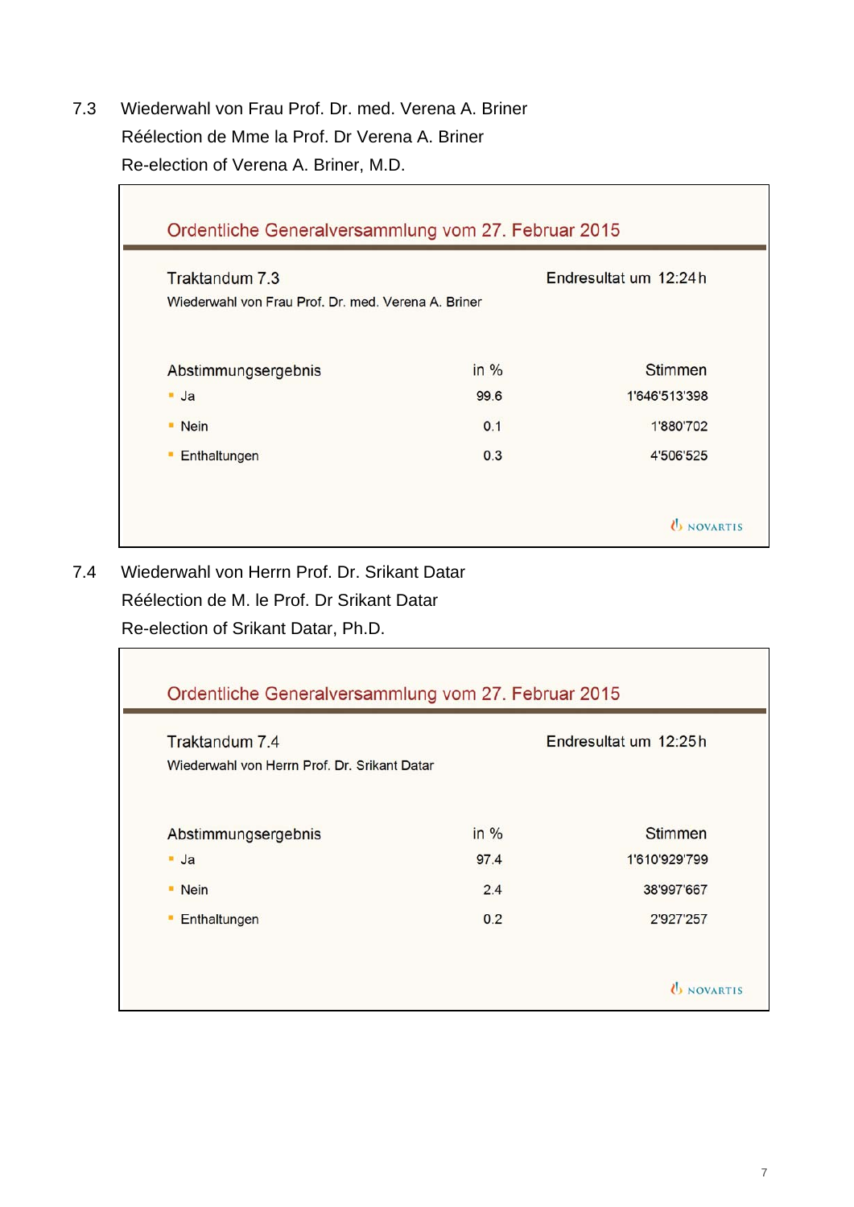7.3 Wiederwahl von Frau Prof. Dr. med. Verena A. Briner
Réélection de Mme la Prof. Dr Verena A. Briner
Re-election of Verena A. Briner, M.D.

**Ordentliche Generalversammlung vom 27. Februar 2015**

Traktandum 7.3
Wiederwahl von Frau Prof. Dr. med. Verena A. Briner

Endresultat um 12:24h

| Abstimmungsergebnis | in % | Stimmen |
|---|---|---|
| Ja | 99.6 | 1'646'513'398 |
| Nein | 0.1 | 1'880'702 |
| Enthaltungen | 0.3 | 4'506'525 |

NOVARTIS

7.4 Wiederwahl von Herrn Prof. Dr. Srikant Datar
Réélection de M. le Prof. Dr Srikant Datar
Re-election of Srikant Datar, Ph.D.

**Ordentliche Generalversammlung vom 27. Februar 2015**

Traktandum 7.4
Wiederwahl von Herrn Prof. Dr. Srikant Datar

Endresultat um 12:25h

| Abstimmungsergebnis | in % | Stimmen |
|---|---|---|
| Ja | 97.4 | 1'610'929'799 |
| Nein | 2.4 | 38'997'667 |
| Enthaltungen | 0.2 | 2'927'257 |

NOVARTIS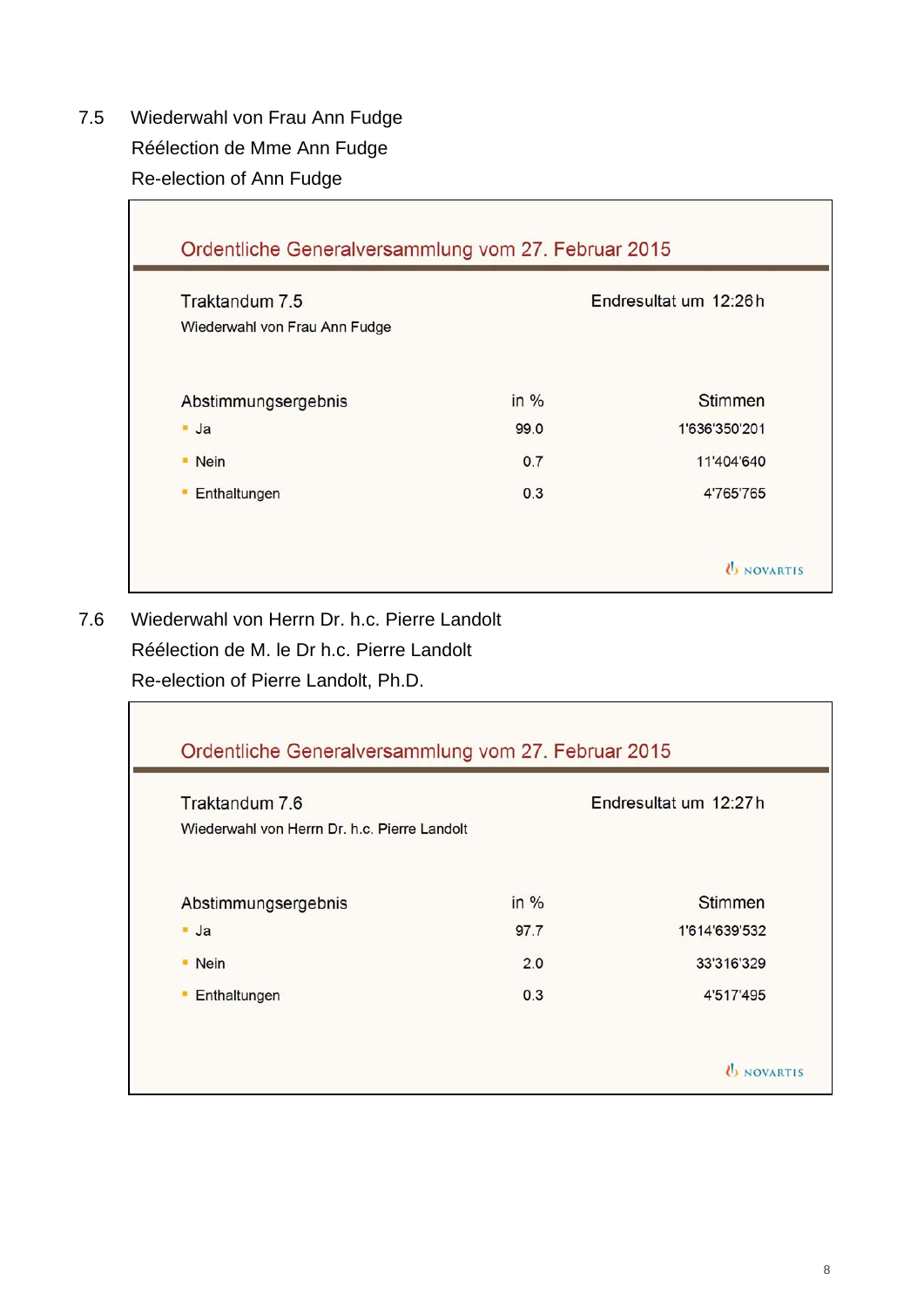7.5 Wiederwahl von Frau Ann Fudge
Réélection de Mme Ann Fudge
Re-election of Ann Fudge

**Ordentliche Generalversammlung vom 27. Februar 2015**

Traktandum 7.5
Wiederwahl von Frau Ann Fudge

Endresultat um 12:26h

| Abstimmungsergebnis | in % | Stimmen |
|---|---|---|
| Ja | 99.0 | 1'636'350'201 |
| Nein | 0.7 | 11'404'640 |
| Enthaltungen | 0.3 | 4'765'765 |

NOVARTIS

7.6 Wiederwahl von Herrn Dr. h.c. Pierre Landolt
Réélection de M. le Dr h.c. Pierre Landolt
Re-election of Pierre Landolt, Ph.D.

**Ordentliche Generalversammlung vom 27. Februar 2015**

Traktandum 7.6
Wiederwahl von Herrn Dr. h.c. Pierre Landolt

Endresultat um 12:27h

| Abstimmungsergebnis | in % | Stimmen |
|---|---|---|
| Ja | 97.7 | 1'614'639'532 |
| Nein | 2.0 | 33'316'329 |
| Enthaltungen | 0.3 | 4'517'495 |

NOVARTIS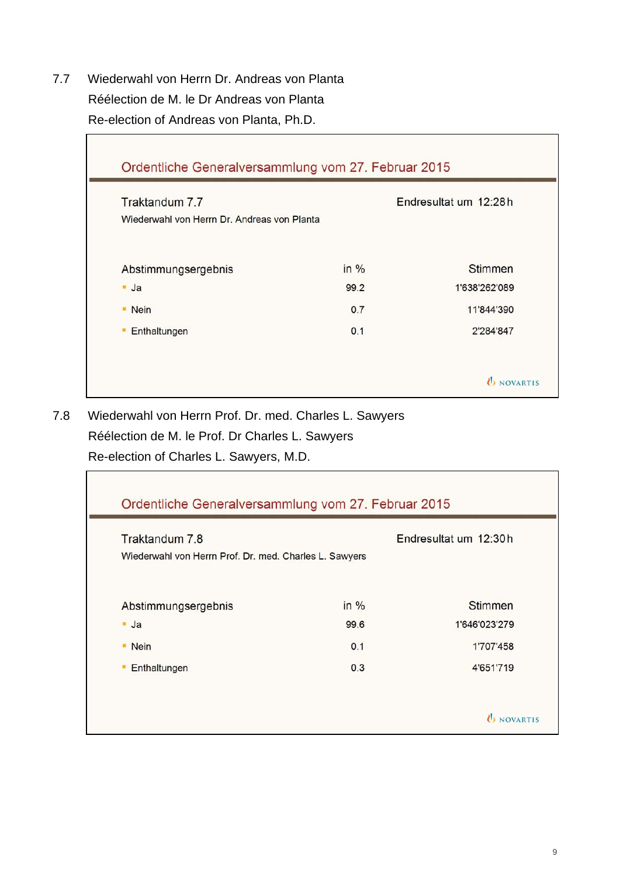7.7 Wiederwahl von Herrn Dr. Andreas von Planta

Réélection de M. le Dr Andreas von Planta

Re-election of Andreas von Planta, Ph.D.

**Ordentliche Generalversammlung vom 27. Februar 2015**

Traktandum 7.7

Wiederwahl von Herrn Dr. Andreas von Planta

Endresultat um 12:28h

| Abstimmungsergebnis | in % | Stimmen |
|---|---|---|
| Ja | 99.2 | 1'638'262'089 |
| Nein | 0.7 | 11'844'390 |
| Enthaltungen | 0.1 | 2'284'847 |

NOVARTIS

7.8 Wiederwahl von Herrn Prof. Dr. med. Charles L. Sawyers

Réélection de M. le Prof. Dr Charles L. Sawyers

Re-election of Charles L. Sawyers, M.D.

**Ordentliche Generalversammlung vom 27. Februar 2015**

Traktandum 7.8

Wiederwahl von Herrn Prof. Dr. med. Charles L. Sawyers

Endresultat um 12:30h

| Abstimmungsergebnis | in % | Stimmen |
|---|---|---|
| Ja | 99.6 | 1'646'023'279 |
| Nein | 0.1 | 1'707'458 |
| Enthaltungen | 0.3 | 4'651'719 |

NOVARTIS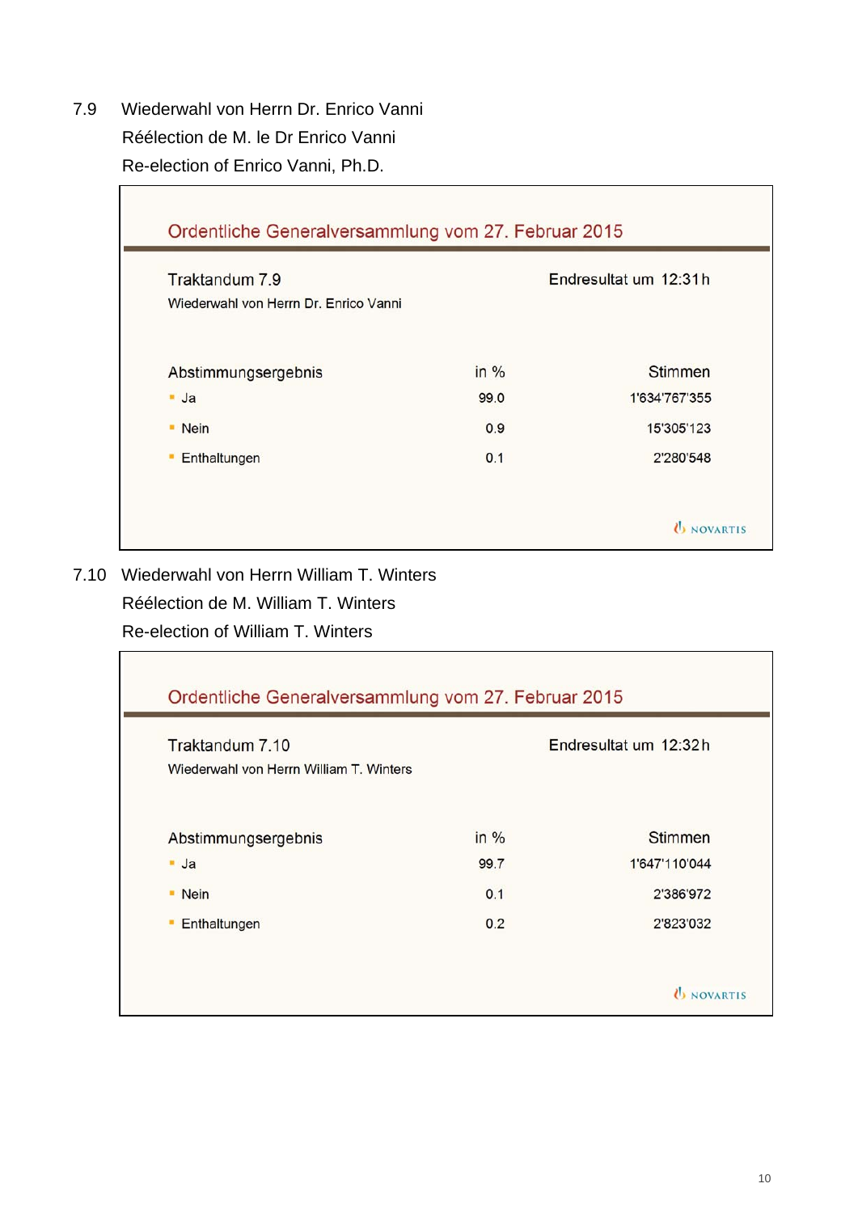7.9 Wiederwahl von Herrn Dr. Enrico Vanni

Réélection de M. le Dr Enrico Vanni

Re-election of Enrico Vanni, Ph.D.

**Ordentliche Generalversammlung vom 27. Februar 2015**

Traktandum 7.9

Wiederwahl von Herrn Dr. Enrico Vanni

Endresultat um 12:31h

| Abstimmungsergebnis | in % | Stimmen |
|---|---|---|
| Ja | 99.0 | 1'634'767'355 |
| Nein | 0.9 | 15'305'123 |
| Enthaltungen | 0.1 | 2'280'548 |

NOVARTIS

7.10 Wiederwahl von Herrn William T. Winters

Réélection de M. William T. Winters

Re-election of William T. Winters

**Ordentliche Generalversammlung vom 27. Februar 2015**

Traktandum 7.10

Wiederwahl von Herrn William T. Winters

Endresultat um 12:32h

| Abstimmungsergebnis | in % | Stimmen |
|---|---|---|
| Ja | 99.7 | 1'647'110'044 |
| Nein | 0.1 | 2'386'972 |
| Enthaltungen | 0.2 | 2'823'032 |

NOVARTIS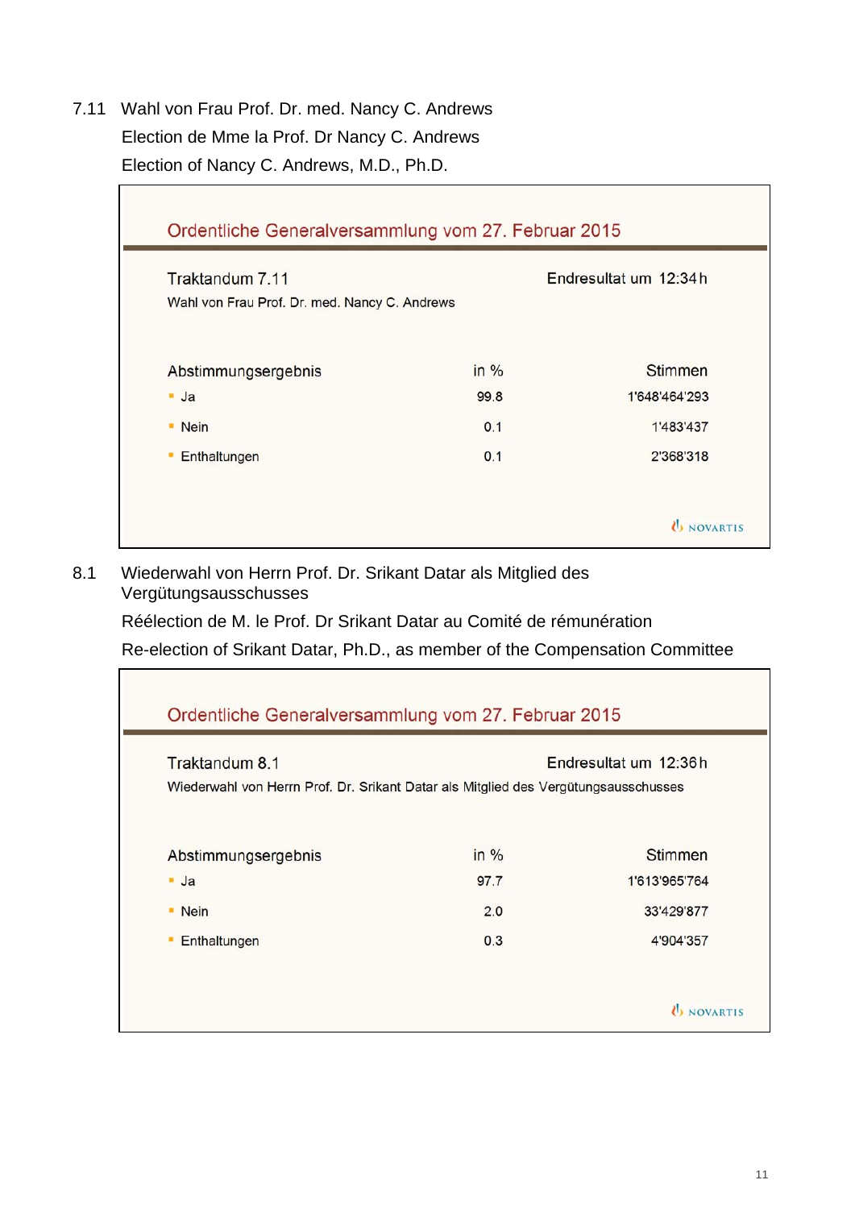7.11 Wahl von Frau Prof. Dr. med. Nancy C. Andrews

Election de Mme la Prof. Dr Nancy C. Andrews

Election of Nancy C. Andrews, M.D., Ph.D.

**Ordentliche Generalversammlung vom 27. Februar 2015**

Traktandum 7.11 — Endresultat um 12:34h

Wahl von Frau Prof. Dr. med. Nancy C. Andrews

| Abstimmungsergebnis | in % | Stimmen |
|---|---|---|
| Ja | 99.8 | 1'648'464'293 |
| Nein | 0.1 | 1'483'437 |
| Enthaltungen | 0.1 | 2'368'318 |

NOVARTIS

8.1 Wiederwahl von Herrn Prof. Dr. Srikant Datar als Mitglied des Vergütungsausschusses

Réélection de M. le Prof. Dr Srikant Datar au Comité de rémunération

Re-election of Srikant Datar, Ph.D., as member of the Compensation Committee

**Ordentliche Generalversammlung vom 27. Februar 2015**

Traktandum 8.1 — Endresultat um 12:36h

Wiederwahl von Herrn Prof. Dr. Srikant Datar als Mitglied des Vergütungsausschusses

| Abstimmungsergebnis | in % | Stimmen |
|---|---|---|
| Ja | 97.7 | 1'613'965'764 |
| Nein | 2.0 | 33'429'877 |
| Enthaltungen | 0.3 | 4'904'357 |

NOVARTIS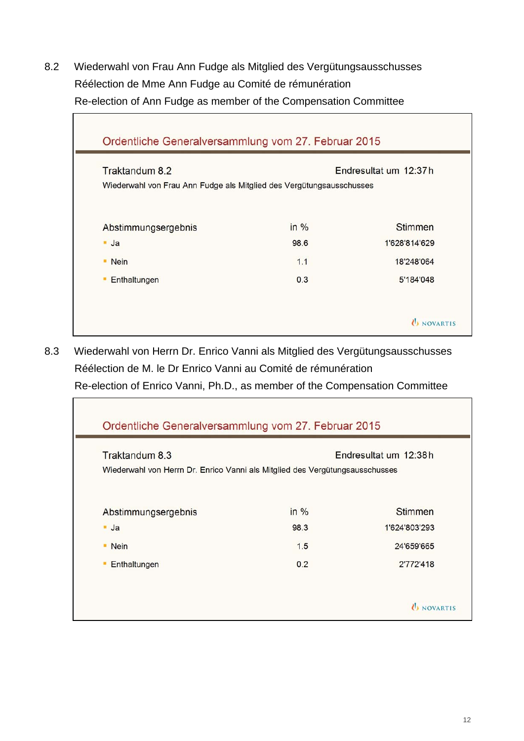8.2 Wiederwahl von Frau Ann Fudge als Mitglied des Vergütungsausschusses
Réélection de Mme Ann Fudge au Comité de rémunération
Re-election of Ann Fudge as member of the Compensation Committee

**Ordentliche Generalversammlung vom 27. Februar 2015**

Traktandum 8.2 — Endresultat um 12:37 h

Wiederwahl von Frau Ann Fudge als Mitglied des Vergütungsausschusses

| Abstimmungsergebnis | in % | Stimmen |
|---|---|---|
| Ja | 98.6 | 1'628'814'629 |
| Nein | 1.1 | 18'248'064 |
| Enthaltungen | 0.3 | 5'184'048 |

NOVARTIS

8.3 Wiederwahl von Herrn Dr. Enrico Vanni als Mitglied des Vergütungsausschusses
Réélection de M. le Dr Enrico Vanni au Comité de rémunération
Re-election of Enrico Vanni, Ph.D., as member of the Compensation Committee

**Ordentliche Generalversammlung vom 27. Februar 2015**

Traktandum 8.3 — Endresultat um 12:38 h

Wiederwahl von Herrn Dr. Enrico Vanni als Mitglied des Vergütungsausschusses

| Abstimmungsergebnis | in % | Stimmen |
|---|---|---|
| Ja | 98.3 | 1'624'803'293 |
| Nein | 1.5 | 24'659'665 |
| Enthaltungen | 0.2 | 2'772'418 |

NOVARTIS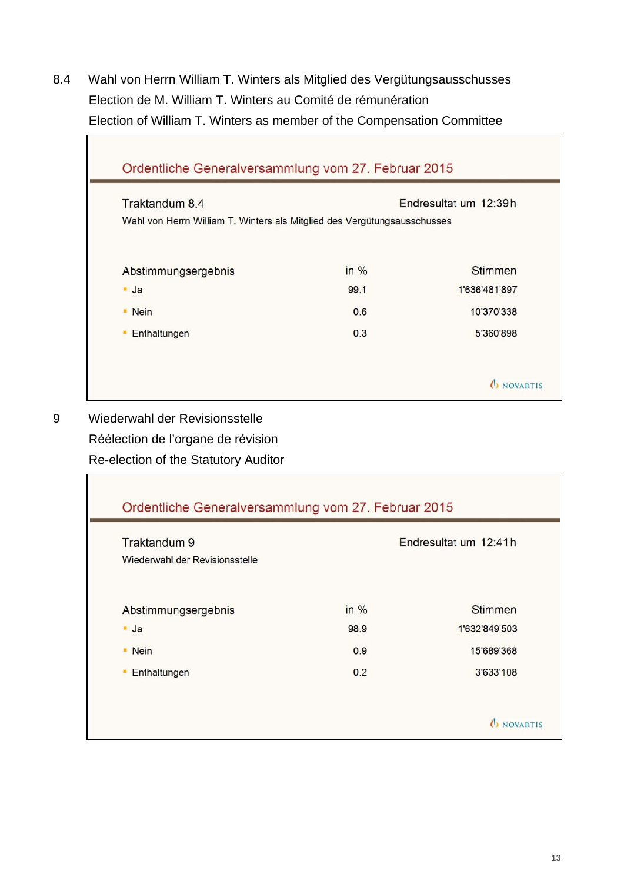8.4 Wahl von Herrn William T. Winters als Mitglied des Vergütungsausschusses
Election de M. William T. Winters au Comité de rémunération
Election of William T. Winters as member of the Compensation Committee

**Ordentliche Generalversammlung vom 27. Februar 2015**

Traktandum 8.4 — Endresultat um 12:39h

Wahl von Herrn William T. Winters als Mitglied des Vergütungsausschusses

| Abstimmungsergebnis | in % | Stimmen |
|---|---|---|
| Ja | 99.1 | 1'636'481'897 |
| Nein | 0.6 | 10'370'338 |
| Enthaltungen | 0.3 | 5'360'898 |

NOVARTIS

9 Wiederwahl der Revisionsstelle
Réélection de l'organe de révision
Re-election of the Statutory Auditor

**Ordentliche Generalversammlung vom 27. Februar 2015**

Traktandum 9 — Endresultat um 12:41h

Wiederwahl der Revisionsstelle

| Abstimmungsergebnis | in % | Stimmen |
|---|---|---|
| Ja | 98.9 | 1'632'849'503 |
| Nein | 0.9 | 15'689'368 |
| Enthaltungen | 0.2 | 3'633'108 |

NOVARTIS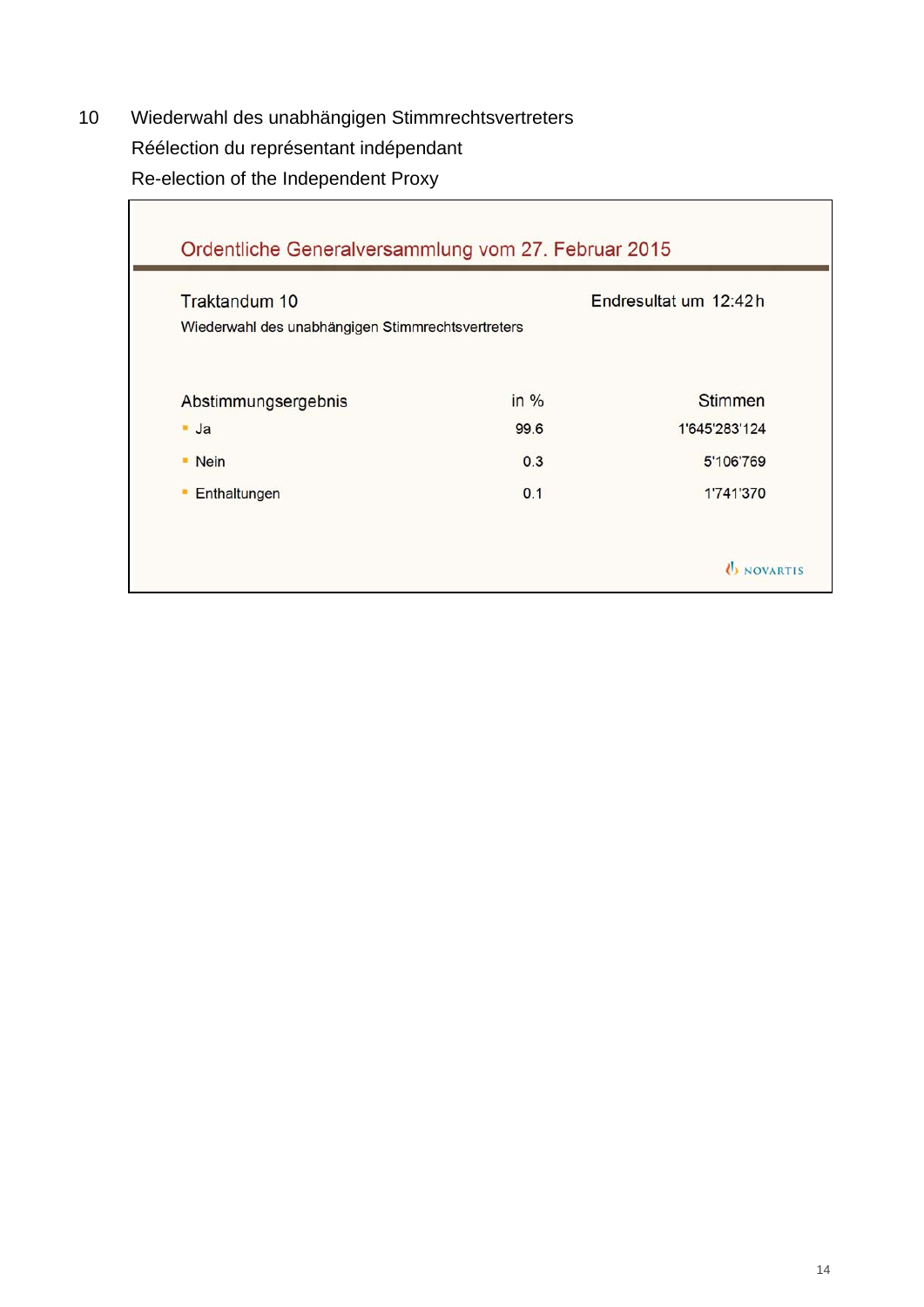10 Wiederwahl des unabhängigen Stimmrechtsvertreters
Réélection du représentant indépendant
Re-election of the Independent Proxy

## Ordentliche Generalversammlung vom 27. Februar 2015

**Traktandum 10**
Wiederwahl des unabhängigen Stimmrechtsvertreters

**Endresultat um 12:42 h**

| Abstimmungsergebnis | in % | Stimmen |
|---|---|---|
| Ja | 99.6 | 1'645'283'124 |
| Nein | 0.3 | 5'106'769 |
| Enthaltungen | 0.1 | 1'741'370 |

NOVARTIS